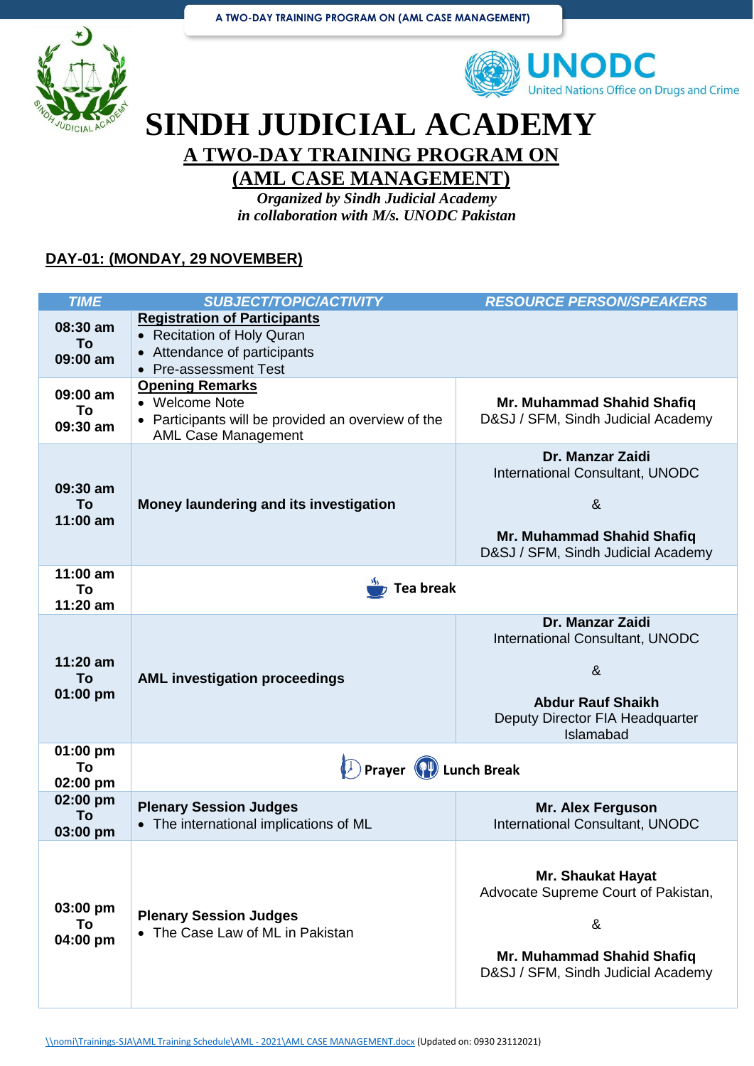# SINDH JUDICIAL ACADEMY

## A TWO-DAY TRAINING PROGRAM ON (AML CASE MANAGEMENT)

*Organized by Sindh Judicial Academy*
*in collaboration with M/s. UNODC Pakistan*

**DAY-01: (MONDAY, 29 NOVEMBER)**

| TIME | SUBJECT/TOPIC/ACTIVITY | RESOURCE PERSON/SPEAKERS |
|---|---|---|
| **08:30 am To 09:00 am** | **Registration of Participants**<br>• Recitation of Holy Quran<br>• Attendance of participants<br>• Pre-assessment Test | |
| **09:00 am To 09:30 am** | **Opening Remarks**<br>• Welcome Note<br>• Participants will be provided an overview of the AML Case Management | **Mr. Muhammad Shahid Shafiq**<br>D&SJ / SFM, Sindh Judicial Academy |
| **09:30 am To 11:00 am** | **Money laundering and its investigation** | **Dr. Manzar Zaidi**<br>International Consultant, UNODC<br>&<br>**Mr. Muhammad Shahid Shafiq**<br>D&SJ / SFM, Sindh Judicial Academy |
| **11:00 am To 11:20 am** | **Tea break** | |
| **11:20 am To 01:00 pm** | **AML investigation proceedings** | **Dr. Manzar Zaidi**<br>International Consultant, UNODC<br>&<br>**Abdur Rauf Shaikh**<br>Deputy Director FIA Headquarter Islamabad |
| **01:00 pm To 02:00 pm** | **Prayer Lunch Break** | |
| **02:00 pm To 03:00 pm** | **Plenary Session Judges**<br>• The international implications of ML | **Mr. Alex Ferguson**<br>International Consultant, UNODC |
| **03:00 pm To 04:00 pm** | **Plenary Session Judges**<br>• The Case Law of ML in Pakistan | **Mr. Shaukat Hayat**<br>Advocate Supreme Court of Pakistan,<br>&<br>**Mr. Muhammad Shahid Shafiq**<br>D&SJ / SFM, Sindh Judicial Academy |

\\nomi\Trainings-SJA\AML Training Schedule\AML - 2021\AML CASE MANAGEMENT.docx (Updated on: 0930 23112021)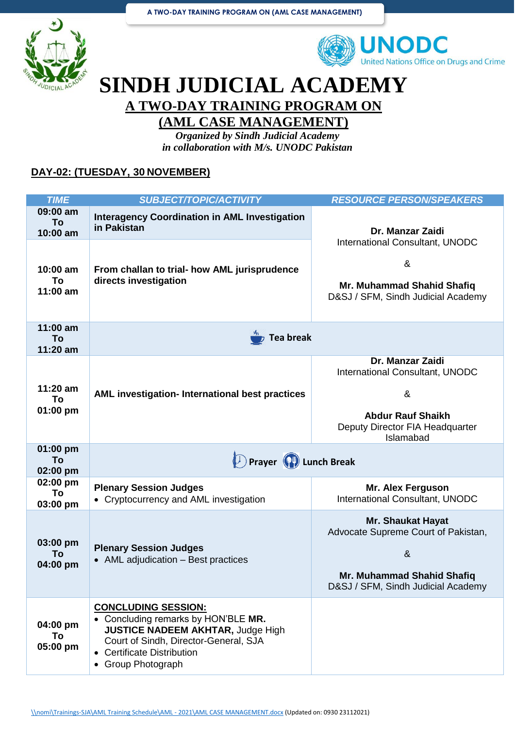# SINDH JUDICIAL ACADEMY

## A TWO-DAY TRAINING PROGRAM ON (AML CASE MANAGEMENT)

*Organized by Sindh Judicial Academy*
*in collaboration with M/s. UNODC Pakistan*

### DAY-02: (TUESDAY, 30 NOVEMBER)

| TIME | SUBJECT/TOPIC/ACTIVITY | RESOURCE PERSON/SPEAKERS |
|---|---|---|
| 09:00 am To 10:00 am | **Interagency Coordination in AML Investigation in Pakistan** | **Dr. Manzar Zaidi** International Consultant, UNODC & **Mr. Muhammad Shahid Shafiq** D&SJ / SFM, Sindh Judicial Academy |
| 10:00 am To 11:00 am | **From challan to trial- how AML jurisprudence directs investigation** | |
| 11:00 am To 11:20 am | **Tea break** | |
| 11:20 am To 01:00 pm | **AML investigation- International best practices** | **Dr. Manzar Zaidi** International Consultant, UNODC & **Abdur Rauf Shaikh** Deputy Director FIA Headquarter Islamabad |
| 01:00 pm To 02:00 pm | **Prayer Lunch Break** | |
| 02:00 pm To 03:00 pm | **Plenary Session Judges** • Cryptocurrency and AML investigation | **Mr. Alex Ferguson** International Consultant, UNODC |
| 03:00 pm To 04:00 pm | **Plenary Session Judges** • AML adjudication – Best practices | **Mr. Shaukat Hayat** Advocate Supreme Court of Pakistan, & **Mr. Muhammad Shahid Shafiq** D&SJ / SFM, Sindh Judicial Academy |
| 04:00 pm To 05:00 pm | **CONCLUDING SESSION:** • Concluding remarks by HON'BLE **MR. JUSTICE NADEEM AKHTAR,** Judge High Court of Sindh, Director-General, SJA • Certificate Distribution • Group Photograph | |

\\nomi\Trainings-SJA\AML Training Schedule\AML - 2021\AML CASE MANAGEMENT.docx (Updated on: 0930 23112021)